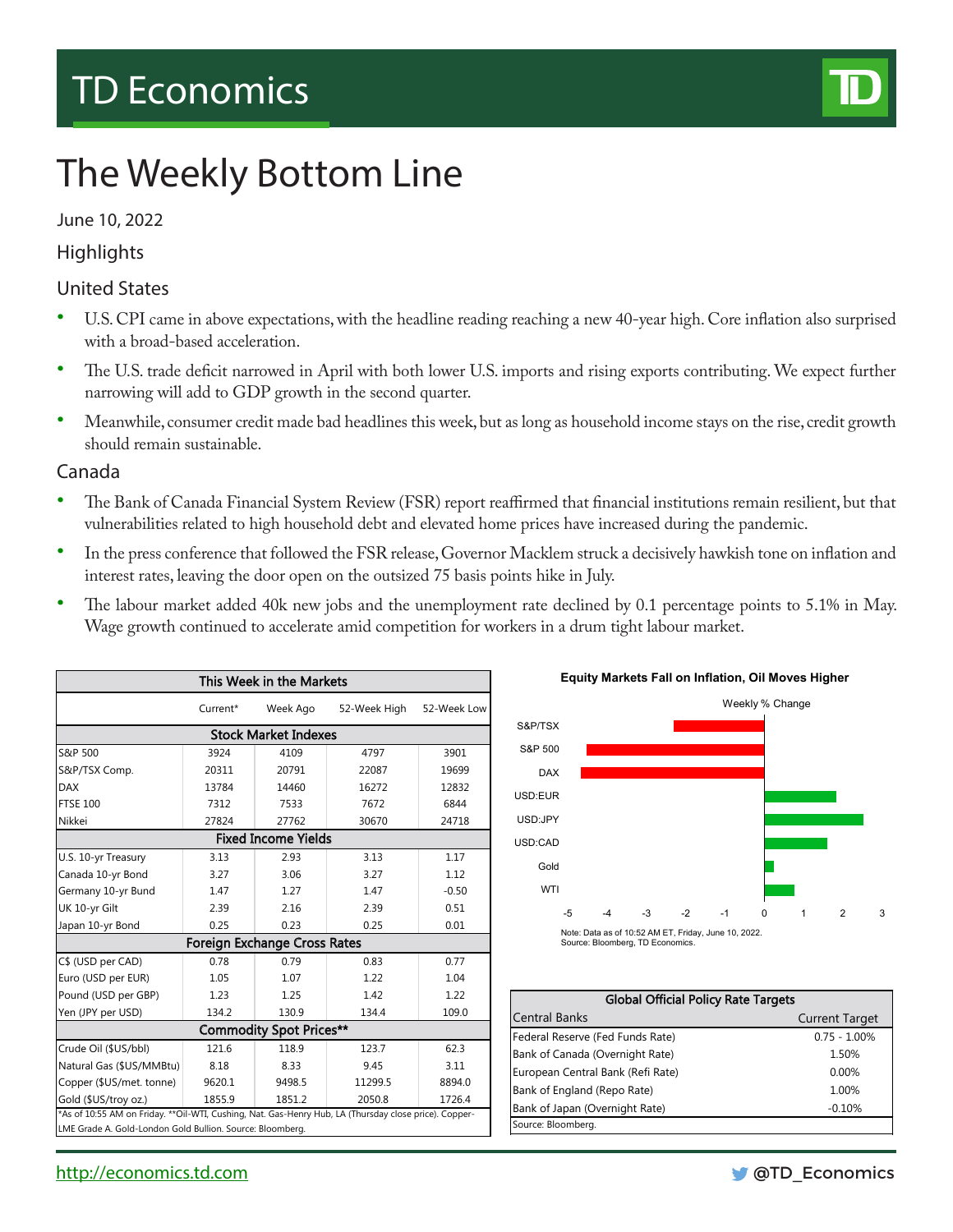# TD Economics

# The Weekly Bottom Line

June 10, 2022

## Highlights

### United States

- U.S. CPI came in above expectations, with the headline reading reaching a new 40-year high. Core inflation also surprised with a broad-based acceleration.
- The U.S. trade deficit narrowed in April with both lower U.S. imports and rising exports contributing. We expect further narrowing will add to GDP growth in the second quarter.
- Meanwhile, consumer credit made bad headlines this week, but as long as household income stays on the rise, credit growth should remain sustainable.

### Canada

- The Bank of Canada Financial System Review (FSR) report reaffirmed that financial institutions remain resilient, but that vulnerabilities related to high household debt and elevated home prices have increased during the pandemic.
- In the press conference that followed the FSR release, Governor Macklem struck a decisively hawkish tone on inflation and interest rates, leaving the door open on the outsized 75 basis points hike in July.
- The labour market added 40k new jobs and the unemployment rate declined by 0.1 percentage points to 5.1% in May. Wage growth continued to accelerate amid competition for workers in a drum tight labour market.

**This Week in the Markets**

| | Current* | Week Ago | 52-Week High | 52-Week Low |
|---|---|---|---|---|
| **Stock Market Indexes** | | | | |
| S&P 500 | 3924 | 4109 | 4797 | 3901 |
| S&P/TSX Comp. | 20311 | 20791 | 22087 | 19699 |
| DAX | 13784 | 14460 | 16272 | 12832 |
| FTSE 100 | 7312 | 7533 | 7672 | 6844 |
| Nikkei | 27824 | 27762 | 30670 | 24718 |
| **Fixed Income Yields** | | | | |
| U.S. 10-yr Treasury | 3.13 | 2.93 | 3.13 | 1.17 |
| Canada 10-yr Bond | 3.27 | 3.06 | 3.27 | 1.12 |
| Germany 10-yr Bund | 1.47 | 1.27 | 1.47 | -0.50 |
| UK 10-yr Gilt | 2.39 | 2.16 | 2.39 | 0.51 |
| Japan 10-yr Bond | 0.25 | 0.23 | 0.25 | 0.01 |
| **Foreign Exchange Cross Rates** | | | | |
| C$ (USD per CAD) | 0.78 | 0.79 | 0.83 | 0.77 |
| Euro (USD per EUR) | 1.05 | 1.07 | 1.22 | 1.04 |
| Pound (USD per GBP) | 1.23 | 1.25 | 1.42 | 1.22 |
| Yen (JPY per USD) | 134.2 | 130.9 | 134.4 | 109.0 |
| **Commodity Spot Prices**** | | | | |
| Crude Oil ($US/bbl) | 121.6 | 118.9 | 123.7 | 62.3 |
| Natural Gas ($US/MMBtu) | 8.18 | 8.33 | 9.45 | 3.11 |
| Copper ($US/met. tonne) | 9620.1 | 9498.5 | 11299.5 | 8894.0 |
| Gold ($US/troy oz.) | 1855.9 | 1851.2 | 2050.8 | 1726.4 |

*As of 10:55 AM on Friday. **Oil-WTI, Cushing, Nat. Gas-Henry Hub, LA (Thursday close price). Copper-LME Grade A. Gold-London Gold Bullion. Source: Bloomberg.

**Equity Markets Fall on Inflation, Oil Moves Higher**

Weekly % Change

| | Weekly % Change (approx.) |
|---|---|
| S&P/TSX | -2.3 |
| S&P 500 | -4.5 |
| DAX | -4.7 |
| USD:EUR | 1.8 |
| USD:JPY | 2.5 |
| USD:CAD | 1.6 |
| Gold | 0.25 |
| WTI | 0.8 |

Note: Data as of 10:52 AM ET, Friday, June 10, 2022.
Source: Bloomberg, TD Economics.

**Global Official Policy Rate Targets**

| Central Banks | Current Target |
|---|---|
| Federal Reserve (Fed Funds Rate) | 0.75 - 1.00% |
| Bank of Canada (Overnight Rate) | 1.50% |
| European Central Bank (Refi Rate) | 0.00% |
| Bank of England (Repo Rate) | 1.00% |
| Bank of Japan (Overnight Rate) | -0.10% |

Source: Bloomberg.

http://economics.td.com

@TD_Economics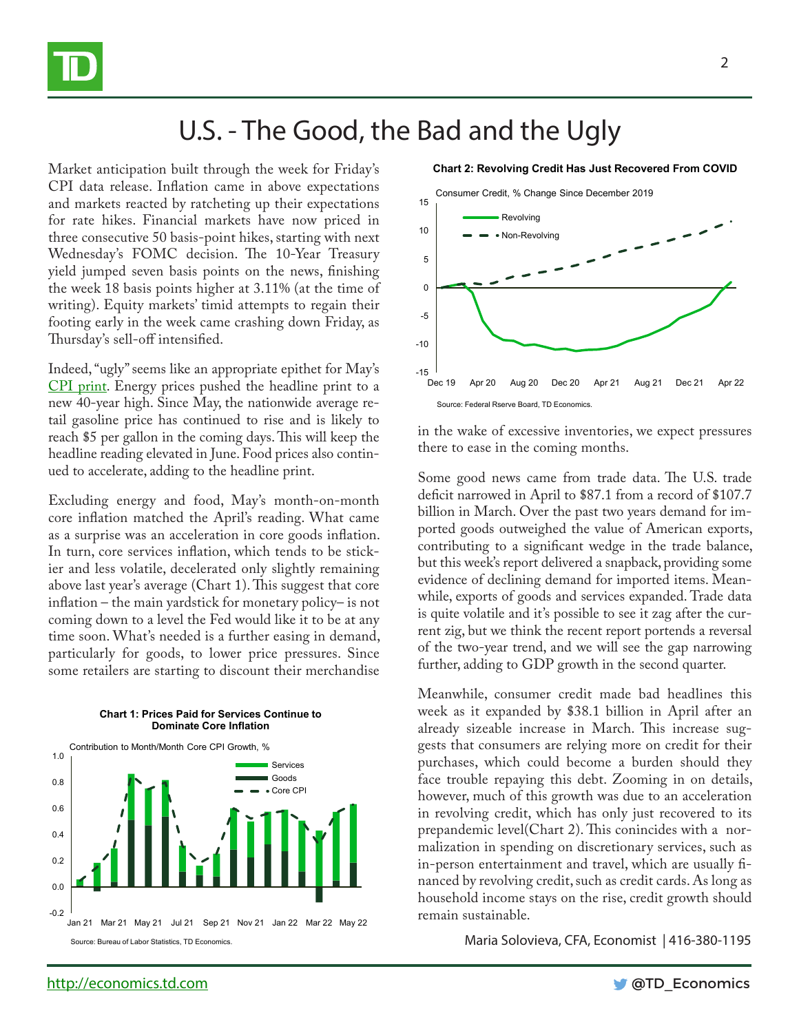# U.S. - The Good, the Bad and the Ugly

Market anticipation built through the week for Friday's CPI data release. Inflation came in above expectations and markets reacted by ratcheting up their expectations for rate hikes. Financial markets have now priced in three consecutive 50 basis-point hikes, starting with next Wednesday's FOMC decision. The 10-Year Treasury yield jumped seven basis points on the news, finishing the week 18 basis points higher at 3.11% (at the time of writing). Equity markets' timid attempts to regain their footing early in the week came crashing down Friday, as Thursday's sell-off intensified.

Indeed, "ugly" seems like an appropriate epithet for May's CPI print. Energy prices pushed the headline print to a new 40-year high. Since May, the nationwide average retail gasoline price has continued to rise and is likely to reach $5 per gallon in the coming days. This will keep the headline reading elevated in June. Food prices also continued to accelerate, adding to the headline print.

Excluding energy and food, May's month-on-month core inflation matched the April's reading. What came as a surprise was an acceleration in core goods inflation. In turn, core services inflation, which tends to be stickier and less volatile, decelerated only slightly remaining above last year's average (Chart 1). This suggest that core inflation – the main yardstick for monetary policy– is not coming down to a level the Fed would like it to be at any time soon. What's needed is a further easing in demand, particularly for goods, to lower price pressures. Since some retailers are starting to discount their merchandise in the wake of excessive inventories, we expect pressures there to ease in the coming months.

**Chart 1: Prices Paid for Services Continue to Dominate Core Inflation**

Contribution to Month/Month Core CPI Growth, %

Source: Bureau of Labor Statistics, TD Economics.

Some good news came from trade data. The U.S. trade deficit narrowed in April to $87.1 from a record of $107.7 billion in March. Over the past two years demand for imported goods outweighed the value of American exports, contributing to a significant wedge in the trade balance, but this week's report delivered a snapback, providing some evidence of declining demand for imported items. Meanwhile, exports of goods and services expanded. Trade data is quite volatile and it's possible to see it zag after the current zig, but we think the recent report portends a reversal of the two-year trend, and we will see the gap narrowing further, adding to GDP growth in the second quarter.

**Chart 2: Revolving Credit Has Just Recovered From COVID**

Consumer Credit, % Change Since December 2019

Source: Federal Rserve Board, TD Economics.

Meanwhile, consumer credit made bad headlines this week as it expanded by $38.1 billion in April after an already sizeable increase in March. This increase suggests that consumers are relying more on credit for their purchases, which could become a burden should they face trouble repaying this debt. Zooming in on details, however, much of this growth was due to an acceleration in revolving credit, which has only just recovered to its prepandemic level(Chart 2). This coincides with a normalization in spending on discretionary services, such as in-person entertainment and travel, which are usually financed by revolving credit, such as credit cards. As long as household income stays on the rise, credit growth should remain sustainable.

Maria Solovieva, CFA, Economist | 416-380-1195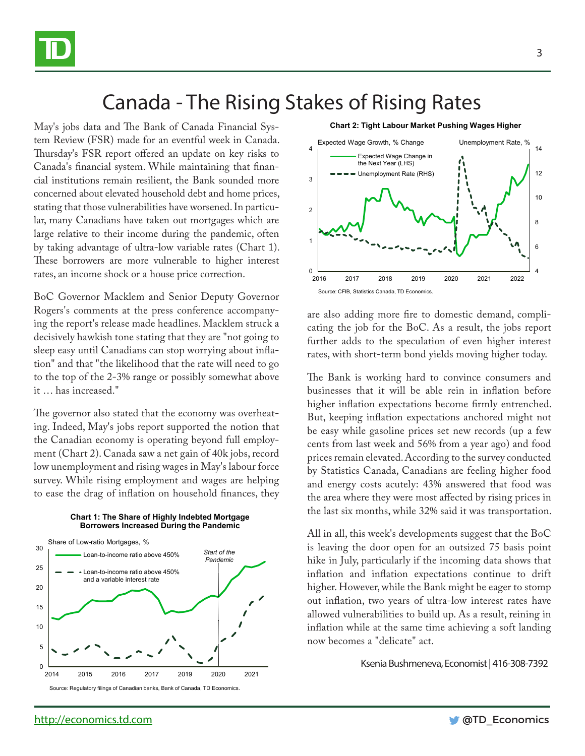# Canada - The Rising Stakes of Rising Rates

May's jobs data and The Bank of Canada Financial System Review (FSR) made for an eventful week in Canada. Thursday's FSR report offered an update on key risks to Canada's financial system. While maintaining that financial institutions remain resilient, the Bank sounded more concerned about elevated household debt and home prices, stating that those vulnerabilities have worsened. In particular, many Canadians have taken out mortgages which are large relative to their income during the pandemic, often by taking advantage of ultra-low variable rates (Chart 1). These borrowers are more vulnerable to higher interest rates, an income shock or a house price correction.

BoC Governor Macklem and Senior Deputy Governor Rogers's comments at the press conference accompanying the report's release made headlines. Macklem struck a decisively hawkish tone stating that they are "not going to sleep easy until Canadians can stop worrying about inflation" and that "the likelihood that the rate will need to go to the top of the 2-3% range or possibly somewhat above it … has increased."

The governor also stated that the economy was overheating. Indeed, May's jobs report supported the notion that the Canadian economy is operating beyond full employment (Chart 2). Canada saw a net gain of 40k jobs, record low unemployment and rising wages in May's labour force survey. While rising employment and wages are helping to ease the drag of inflation on household finances, they are also adding more fire to domestic demand, complicating the job for the BoC. As a result, the jobs report further adds to the speculation of even higher interest rates, with short-term bond yields moving higher today.

**Chart 1: The Share of Highly Indebted Mortgage Borrowers Increased During the Pandemic**

Source: Regulatory filings of Canadian banks, Bank of Canada, TD Economics.

**Chart 2: Tight Labour Market Pushing Wages Higher**

Source: CFIB, Statistics Canada, TD Economics.

The Bank is working hard to convince consumers and businesses that it will be able rein in inflation before higher inflation expectations become firmly entrenched. But, keeping inflation expectations anchored might not be easy while gasoline prices set new records (up a few cents from last week and 56% from a year ago) and food prices remain elevated. According to the survey conducted by Statistics Canada, Canadians are feeling higher food and energy costs acutely: 43% answered that food was the area where they were most affected by rising prices in the last six months, while 32% said it was transportation.

All in all, this week's developments suggest that the BoC is leaving the door open for an outsized 75 basis point hike in July, particularly if the incoming data shows that inflation and inflation expectations continue to drift higher. However, while the Bank might be eager to stomp out inflation, two years of ultra-low interest rates have allowed vulnerabilities to build up. As a result, reining in inflation while at the same time achieving a soft landing now becomes a "delicate" act.

Ksenia Bushmeneva, Economist | 416-308-7392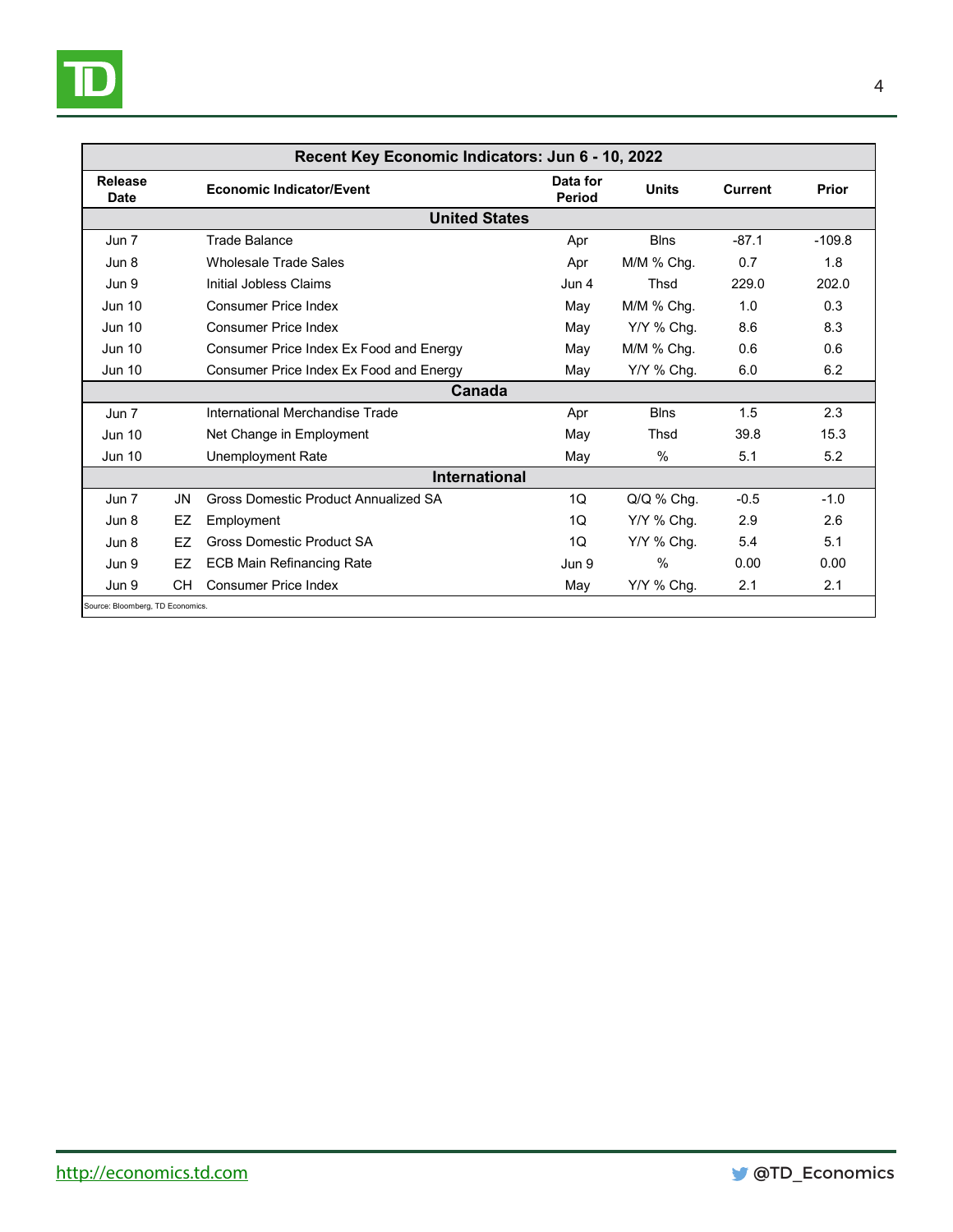| Recent Key Economic Indicators: Jun 6 - 10, 2022 | | | | | | |
|---|---|---|---|---|---|---|
| **Release Date** | | **Economic Indicator/Event** | **Data for Period** | **Units** | **Current** | **Prior** |
| **United States** | | | | | | |
| Jun 7 | | Trade Balance | Apr | Blns | -87.1 | -109.8 |
| Jun 8 | | Wholesale Trade Sales | Apr | M/M % Chg. | 0.7 | 1.8 |
| Jun 9 | | Initial Jobless Claims | Jun 4 | Thsd | 229.0 | 202.0 |
| Jun 10 | | Consumer Price Index | May | M/M % Chg. | 1.0 | 0.3 |
| Jun 10 | | Consumer Price Index | May | Y/Y % Chg. | 8.6 | 8.3 |
| Jun 10 | | Consumer Price Index Ex Food and Energy | May | M/M % Chg. | 0.6 | 0.6 |
| Jun 10 | | Consumer Price Index Ex Food and Energy | May | Y/Y % Chg. | 6.0 | 6.2 |
| **Canada** | | | | | | |
| Jun 7 | | International Merchandise Trade | Apr | Blns | 1.5 | 2.3 |
| Jun 10 | | Net Change in Employment | May | Thsd | 39.8 | 15.3 |
| Jun 10 | | Unemployment Rate | May | % | 5.1 | 5.2 |
| **International** | | | | | | |
| Jun 7 | JN | Gross Domestic Product Annualized SA | 1Q | Q/Q % Chg. | -0.5 | -1.0 |
| Jun 8 | EZ | Employment | 1Q | Y/Y % Chg. | 2.9 | 2.6 |
| Jun 8 | EZ | Gross Domestic Product SA | 1Q | Y/Y % Chg. | 5.4 | 5.1 |
| Jun 9 | EZ | ECB Main Refinancing Rate | Jun 9 | % | 0.00 | 0.00 |
| Jun 9 | CH | Consumer Price Index | May | Y/Y % Chg. | 2.1 | 2.1 |

Source: Bloomberg, TD Economics.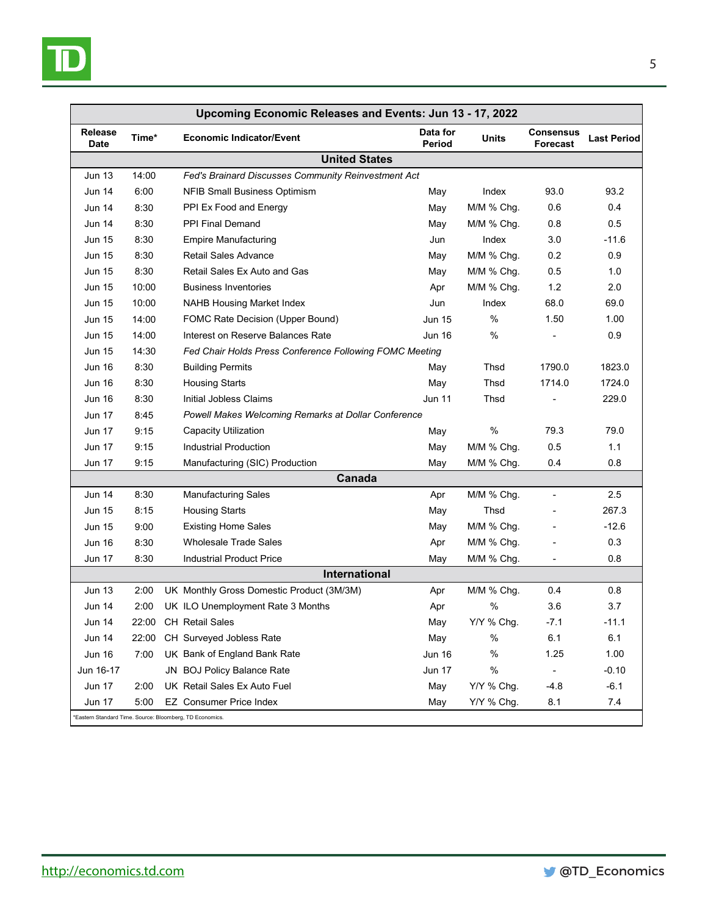| Upcoming Economic Releases and Events: Jun 13 - 17, 2022 | | | | | | |
|---|---|---|---|---|---|---|
| **Release Date** | **Time*** | **Economic Indicator/Event** | **Data for Period** | **Units** | **Consensus Forecast** | **Last Period** |
| | | **United States** | | | | |
| Jun 13 | 14:00 | *Fed's Brainard Discusses Community Reinvestment Act* | | | | |
| Jun 14 | 6:00 | NFIB Small Business Optimism | May | Index | 93.0 | 93.2 |
| Jun 14 | 8:30 | PPI Ex Food and Energy | May | M/M % Chg. | 0.6 | 0.4 |
| Jun 14 | 8:30 | PPI Final Demand | May | M/M % Chg. | 0.8 | 0.5 |
| Jun 15 | 8:30 | Empire Manufacturing | Jun | Index | 3.0 | -11.6 |
| Jun 15 | 8:30 | Retail Sales Advance | May | M/M % Chg. | 0.2 | 0.9 |
| Jun 15 | 8:30 | Retail Sales Ex Auto and Gas | May | M/M % Chg. | 0.5 | 1.0 |
| Jun 15 | 10:00 | Business Inventories | Apr | M/M % Chg. | 1.2 | 2.0 |
| Jun 15 | 10:00 | NAHB Housing Market Index | Jun | Index | 68.0 | 69.0 |
| Jun 15 | 14:00 | FOMC Rate Decision (Upper Bound) | Jun 15 | % | 1.50 | 1.00 |
| Jun 15 | 14:00 | Interest on Reserve Balances Rate | Jun 16 | % | - | 0.9 |
| Jun 15 | 14:30 | *Fed Chair Holds Press Conference Following FOMC Meeting* | | | | |
| Jun 16 | 8:30 | Building Permits | May | Thsd | 1790.0 | 1823.0 |
| Jun 16 | 8:30 | Housing Starts | May | Thsd | 1714.0 | 1724.0 |
| Jun 16 | 8:30 | Initial Jobless Claims | Jun 11 | Thsd | - | 229.0 |
| Jun 17 | 8:45 | *Powell Makes Welcoming Remarks at Dollar Conference* | | | | |
| Jun 17 | 9:15 | Capacity Utilization | May | % | 79.3 | 79.0 |
| Jun 17 | 9:15 | Industrial Production | May | M/M % Chg. | 0.5 | 1.1 |
| Jun 17 | 9:15 | Manufacturing (SIC) Production | May | M/M % Chg. | 0.4 | 0.8 |
| | | **Canada** | | | | |
| Jun 14 | 8:30 | Manufacturing Sales | Apr | M/M % Chg. | - | 2.5 |
| Jun 15 | 8:15 | Housing Starts | May | Thsd | - | 267.3 |
| Jun 15 | 9:00 | Existing Home Sales | May | M/M % Chg. | - | -12.6 |
| Jun 16 | 8:30 | Wholesale Trade Sales | Apr | M/M % Chg. | - | 0.3 |
| Jun 17 | 8:30 | Industrial Product Price | May | M/M % Chg. | - | 0.8 |
| | | **International** | | | | |
| Jun 13 | 2:00 | UK Monthly Gross Domestic Product (3M/3M) | Apr | M/M % Chg. | 0.4 | 0.8 |
| Jun 14 | 2:00 | UK ILO Unemployment Rate 3 Months | Apr | % | 3.6 | 3.7 |
| Jun 14 | 22:00 | CH Retail Sales | May | Y/Y % Chg. | -7.1 | -11.1 |
| Jun 14 | 22:00 | CH Surveyed Jobless Rate | May | % | 6.1 | 6.1 |
| Jun 16 | 7:00 | UK Bank of England Bank Rate | Jun 16 | % | 1.25 | 1.00 |
| Jun 16-17 | | JN BOJ Policy Balance Rate | Jun 17 | % | - | -0.10 |
| Jun 17 | 2:00 | UK Retail Sales Ex Auto Fuel | May | Y/Y % Chg. | -4.8 | -6.1 |
| Jun 17 | 5:00 | EZ Consumer Price Index | May | Y/Y % Chg. | 8.1 | 7.4 |

*Eastern Standard Time. Source: Bloomberg, TD Economics.

http://economics.td.com @TD_Economics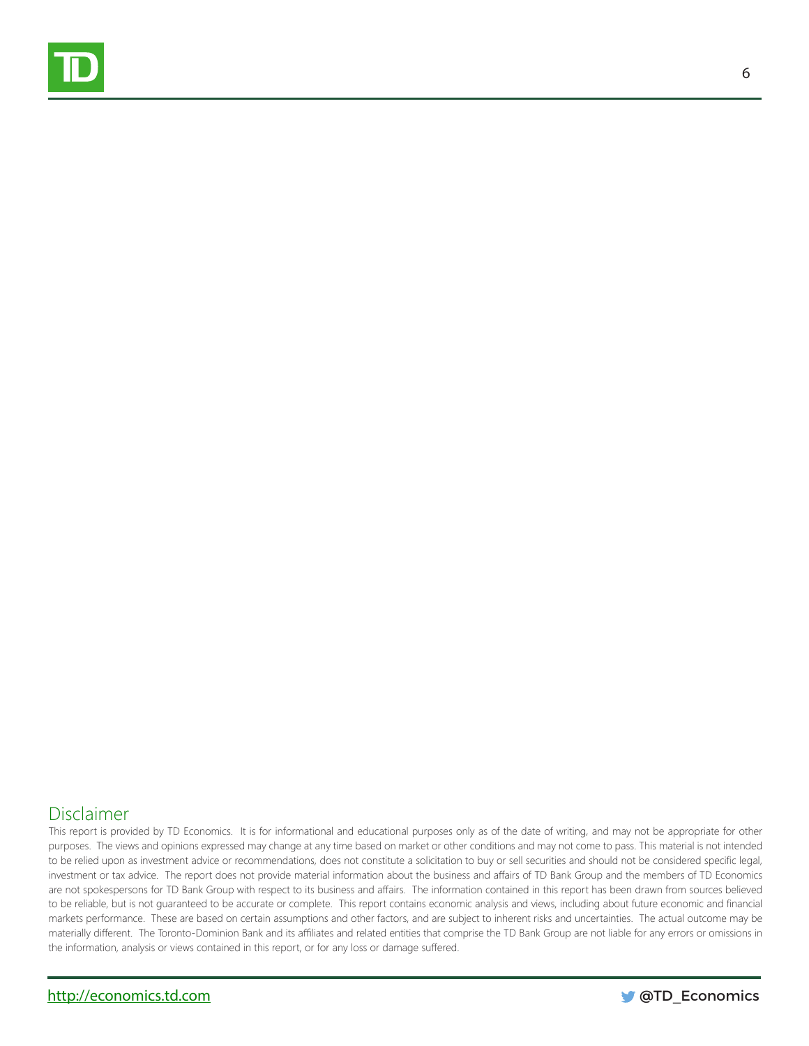## Disclaimer

This report is provided by TD Economics. It is for informational and educational purposes only as of the date of writing, and may not be appropriate for other purposes. The views and opinions expressed may change at any time based on market or other conditions and may not come to pass. This material is not intended to be relied upon as investment advice or recommendations, does not constitute a solicitation to buy or sell securities and should not be considered specific legal, investment or tax advice. The report does not provide material information about the business and affairs of TD Bank Group and the members of TD Economics are not spokespersons for TD Bank Group with respect to its business and affairs. The information contained in this report has been drawn from sources believed to be reliable, but is not guaranteed to be accurate or complete. This report contains economic analysis and views, including about future economic and financial markets performance. These are based on certain assumptions and other factors, and are subject to inherent risks and uncertainties. The actual outcome may be materially different. The Toronto-Dominion Bank and its affiliates and related entities that comprise the TD Bank Group are not liable for any errors or omissions in the information, analysis or views contained in this report, or for any loss or damage suffered.